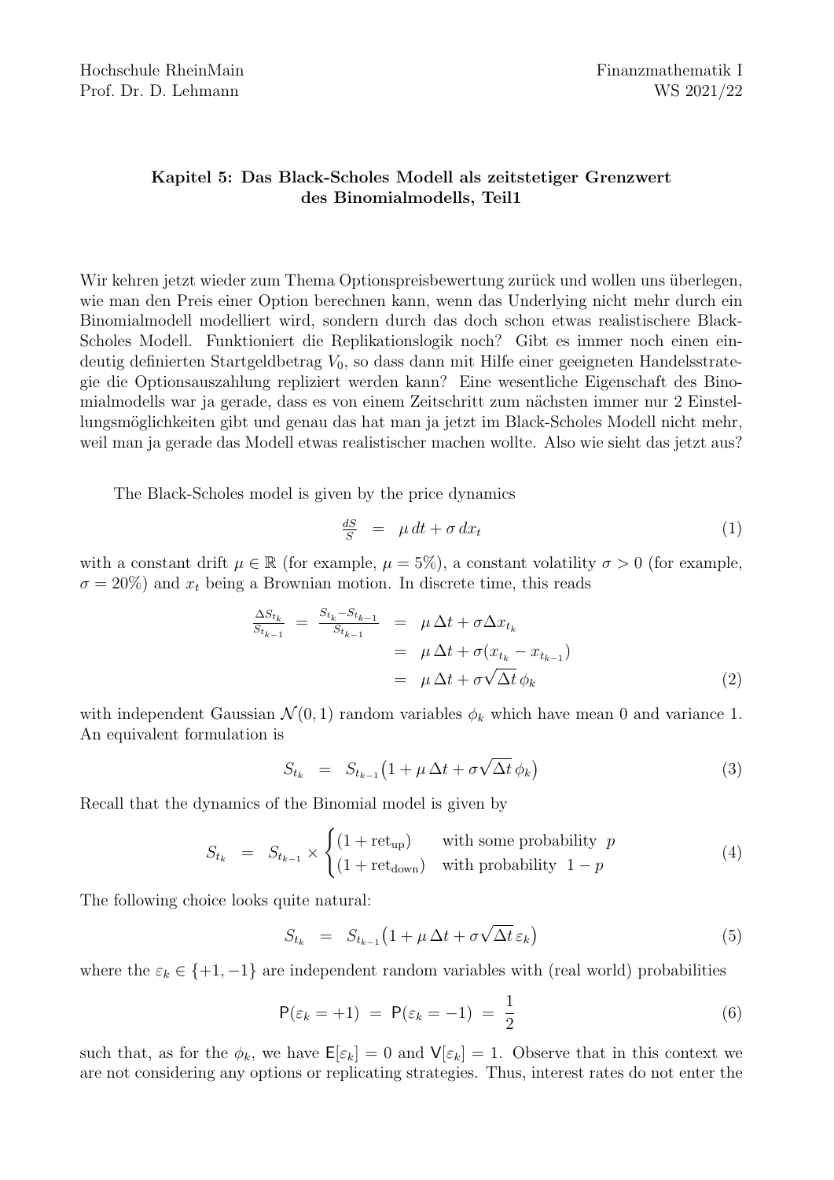Hochschule RheinMain
Prof. Dr. D. Lehmann

Finanzmathematik I
WS 2021/22

## Kapitel 5: Das Black-Scholes Modell als zeitstetiger Grenzwert des Binomialmodells, Teil1

Wir kehren jetzt wieder zum Thema Optionspreisbewertung zurück und wollen uns überlegen, wie man den Preis einer Option berechnen kann, wenn das Underlying nicht mehr durch ein Binomialmodell modelliert wird, sondern durch das doch schon etwas realistischere Black-Scholes Modell. Funktioniert die Replikationslogik noch? Gibt es immer noch einen eindeutig definierten Startgeldbetrag $V_0$, so dass dann mit Hilfe einer geeigneten Handelsstrategie die Optionsauszahlung repliziert werden kann? Eine wesentliche Eigenschaft des Binomialmodells war ja gerade, dass es von einem Zeitschritt zum nächsten immer nur 2 Einstellungsmöglichkeiten gibt und genau das hat man ja jetzt im Black-Scholes Modell nicht mehr, weil man ja gerade das Modell etwas realistischer machen wollte. Also wie sieht das jetzt aus?

The Black-Scholes model is given by the price dynamics

$$\frac{dS}{S} \;=\; \mu\, dt + \sigma\, dx_t \tag{1}$$

with a constant drift $\mu \in \mathbb{R}$ (for example, $\mu = 5\%$), a constant volatility $\sigma > 0$ (for example, $\sigma = 20\%$) and $x_t$ being a Brownian motion. In discrete time, this reads

$$\begin{aligned}
\frac{\Delta S_{t_k}}{S_{t_{k-1}}} \;=\; \frac{S_{t_k} - S_{t_{k-1}}}{S_{t_{k-1}}} \;&=\; \mu\, \Delta t + \sigma \Delta x_{t_k} \\
&=\; \mu\, \Delta t + \sigma (x_{t_k} - x_{t_{k-1}}) \\
&=\; \mu\, \Delta t + \sigma \sqrt{\Delta t}\, \phi_k
\end{aligned} \tag{2}$$

with independent Gaussian $\mathcal{N}(0,1)$ random variables $\phi_k$ which have mean 0 and variance 1. An equivalent formulation is

$$S_{t_k} \;=\; S_{t_{k-1}} \big(1 + \mu\, \Delta t + \sigma \sqrt{\Delta t}\, \phi_k\big) \tag{3}$$

Recall that the dynamics of the Binomial model is given by

$$S_{t_k} \;=\; S_{t_{k-1}} \times \begin{cases} (1 + \mathrm{ret}_{\mathrm{up}}) & \text{with some probability } \; p \\ (1 + \mathrm{ret}_{\mathrm{down}}) & \text{with probability } \; 1-p \end{cases} \tag{4}$$

The following choice looks quite natural:

$$S_{t_k} \;=\; S_{t_{k-1}} \big(1 + \mu\, \Delta t + \sigma \sqrt{\Delta t}\, \varepsilon_k\big) \tag{5}$$

where the $\varepsilon_k \in \{+1, -1\}$ are independent random variables with (real world) probabilities

$$\mathsf{P}(\varepsilon_k = +1) \;=\; \mathsf{P}(\varepsilon_k = -1) \;=\; \frac{1}{2} \tag{6}$$

such that, as for the $\phi_k$, we have $\mathsf{E}[\varepsilon_k] = 0$ and $\mathsf{V}[\varepsilon_k] = 1$. Observe that in this context we are not considering any options or replicating strategies. Thus, interest rates do not enter the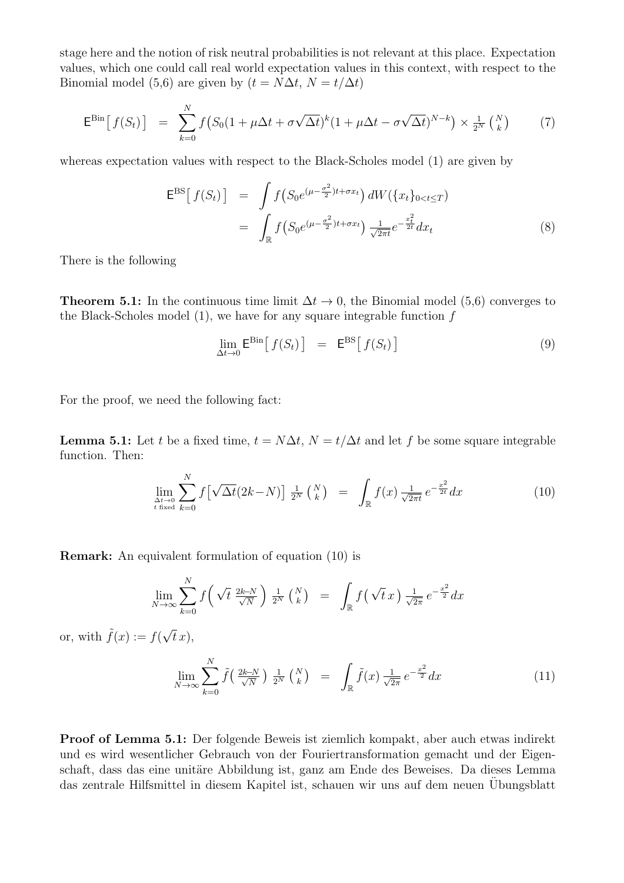stage here and the notion of risk neutral probabilities is not relevant at this place. Expectation values, which one could call real world expectation values in this context, with respect to the Binomial model (5,6) are given by ($t = N\Delta t$, $N = t/\Delta t$)

$$\mathsf{E}^{\mathrm{Bin}}\big[\, f(S_t) \big] \;=\; \sum_{k=0}^{N} f\big(S_0(1+\mu\Delta t+\sigma\sqrt{\Delta t})^k(1+\mu\Delta t-\sigma\sqrt{\Delta t})^{N-k}\big) \times \tfrac{1}{2^N}\tbinom{N}{k} \tag{7}$$

whereas expectation values with respect to the Black-Scholes model (1) are given by

$$\begin{aligned}
\mathsf{E}^{\mathrm{BS}}\big[\, f(S_t) \big] \;&=\; \int f\big(S_0 e^{(\mu-\frac{\sigma^2}{2})t+\sigma x_t}\big)\, dW(\{x_t\}_{0<t\leq T}) \\
&=\; \int_{\mathbb{R}} f\big(S_0 e^{(\mu-\frac{\sigma^2}{2})t+\sigma x_t}\big)\, \tfrac{1}{\sqrt{2\pi t}} e^{-\frac{x_t^2}{2t}}\, dx_t
\end{aligned} \tag{8}$$

There is the following

**Theorem 5.1:** In the continuous time limit $\Delta t \to 0$, the Binomial model (5,6) converges to the Black-Scholes model (1), we have for any square integrable function $f$

$$\lim_{\Delta t\to 0} \mathsf{E}^{\mathrm{Bin}}\big[\, f(S_t) \big] \;=\; \mathsf{E}^{\mathrm{BS}}\big[\, f(S_t) \big] \tag{9}$$

For the proof, we need the following fact:

**Lemma 5.1:** Let $t$ be a fixed time, $t = N\Delta t$, $N = t/\Delta t$ and let $f$ be some square integrable function. Then:

$$\lim_{\substack{\Delta t\to 0 \\ t\ \text{fixed}}} \sum_{k=0}^{N} f\big[\sqrt{\Delta t}(2k-N)\big]\, \tfrac{1}{2^N}\tbinom{N}{k} \;=\; \int_{\mathbb{R}} f(x)\, \tfrac{1}{\sqrt{2\pi t}}\, e^{-\frac{x^2}{2t}}\, dx \tag{10}$$

**Remark:** An equivalent formulation of equation (10) is

$$\lim_{N\to\infty} \sum_{k=0}^{N} f\Big(\sqrt{t}\,\tfrac{2k-N}{\sqrt{N}}\Big)\, \tfrac{1}{2^N}\tbinom{N}{k} \;=\; \int_{\mathbb{R}} f\big(\sqrt{t}\,x\big)\, \tfrac{1}{\sqrt{2\pi}}\, e^{-\frac{x^2}{2}}\, dx$$

or, with $\tilde{f}(x) := f(\sqrt{t}\,x)$,

$$\lim_{N\to\infty} \sum_{k=0}^{N} \tilde{f}\big(\tfrac{2k-N}{\sqrt{N}}\big)\, \tfrac{1}{2^N}\tbinom{N}{k} \;=\; \int_{\mathbb{R}} \tilde{f}(x)\, \tfrac{1}{\sqrt{2\pi}}\, e^{-\frac{x^2}{2}}\, dx \tag{11}$$

**Proof of Lemma 5.1:** Der folgende Beweis ist ziemlich kompakt, aber auch etwas indirekt und es wird wesentlicher Gebrauch von der Fouriertransformation gemacht und der Eigenschaft, dass das eine unitäre Abbildung ist, ganz am Ende des Beweises. Da dieses Lemma das zentrale Hilfsmittel in diesem Kapitel ist, schauen wir uns auf dem neuen Übungsblatt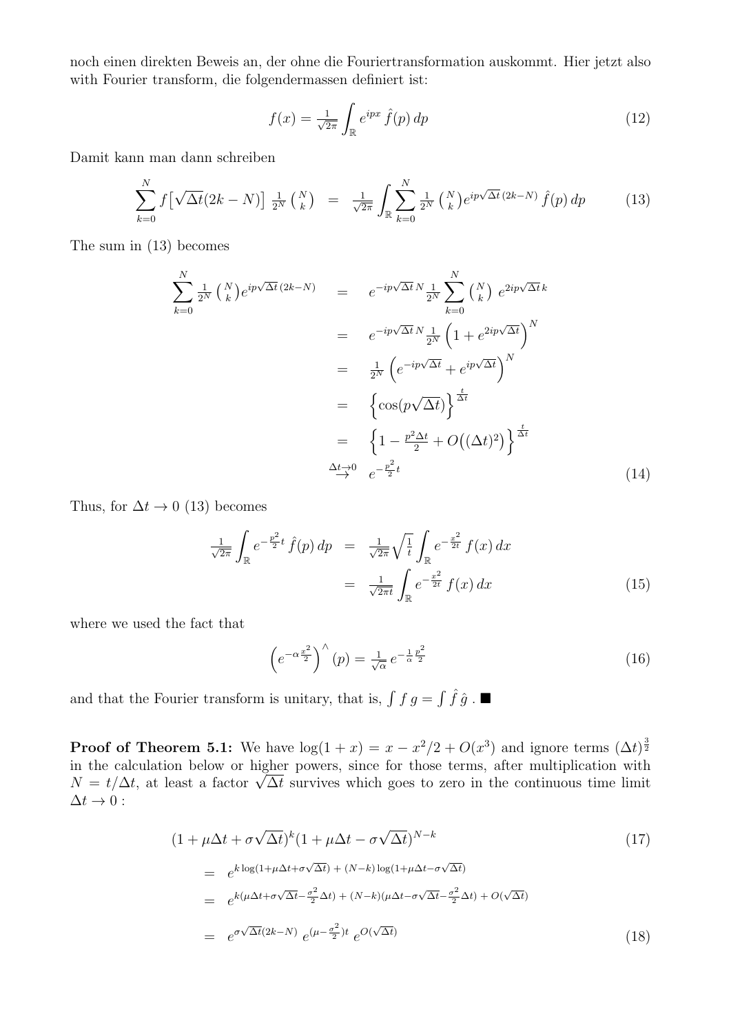noch einen direkten Beweis an, der ohne die Fouriertransformation auskommt. Hier jetzt also with Fourier transform, die folgendermassen definiert ist:

$$f(x) = \tfrac{1}{\sqrt{2\pi}} \int_{\mathbb{R}} e^{ipx}\, \hat{f}(p)\, dp \tag{12}$$

Damit kann man dann schreiben

$$\sum_{k=0}^{N} f\big[\sqrt{\Delta t}(2k-N)\big]\, \tfrac{1}{2^N} \tbinom{N}{k} \;=\; \tfrac{1}{\sqrt{2\pi}} \int_{\mathbb{R}} \sum_{k=0}^{N} \tfrac{1}{2^N} \tbinom{N}{k} e^{ip\sqrt{\Delta t}\,(2k-N)}\, \hat{f}(p)\, dp \tag{13}$$

The sum in (13) becomes

$$\begin{aligned}
\sum_{k=0}^{N} \tfrac{1}{2^N} \tbinom{N}{k} e^{ip\sqrt{\Delta t}\,(2k-N)} &= e^{-ip\sqrt{\Delta t}\,N} \tfrac{1}{2^N} \sum_{k=0}^{N} \tbinom{N}{k}\, e^{2ip\sqrt{\Delta t}\,k} \\
&= e^{-ip\sqrt{\Delta t}\,N} \tfrac{1}{2^N} \Big(1 + e^{2ip\sqrt{\Delta t}}\Big)^N \\
&= \tfrac{1}{2^N} \Big(e^{-ip\sqrt{\Delta t}} + e^{ip\sqrt{\Delta t}}\Big)^N \\
&= \Big\{\cos(p\sqrt{\Delta t})\Big\}^{\frac{t}{\Delta t}} \\
&= \Big\{1 - \tfrac{p^2 \Delta t}{2} + O\big((\Delta t)^2\big)\Big\}^{\frac{t}{\Delta t}} \\
&\overset{\Delta t \to 0}{\to} e^{-\frac{p^2}{2} t}
\end{aligned} \tag{14}$$

Thus, for $\Delta t \to 0$ (13) becomes

$$\begin{aligned}
\tfrac{1}{\sqrt{2\pi}} \int_{\mathbb{R}} e^{-\frac{p^2}{2} t}\, \hat{f}(p)\, dp &= \tfrac{1}{\sqrt{2\pi}} \sqrt{\tfrac{1}{t}} \int_{\mathbb{R}} e^{-\frac{x^2}{2t}}\, f(x)\, dx \\
&= \tfrac{1}{\sqrt{2\pi t}} \int_{\mathbb{R}} e^{-\frac{x^2}{2t}}\, f(x)\, dx
\end{aligned} \tag{15}$$

where we used the fact that

$$\Big(e^{-\alpha \frac{x^2}{2}}\Big)^{\wedge}(p) = \tfrac{1}{\sqrt{\alpha}}\, e^{-\frac{1}{\alpha}\frac{p^2}{2}} \tag{16}$$

and that the Fourier transform is unitary, that is, $\int f\, g = \int \hat{f}\, \hat{g}$ . ■

**Proof of Theorem 5.1:** We have $\log(1+x) = x - x^2/2 + O(x^3)$ and ignore terms $(\Delta t)^{\frac{3}{2}}$ in the calculation below or higher powers, since for those terms, after multiplication with $N = t/\Delta t$, at least a factor $\sqrt{\Delta t}$ survives which goes to zero in the continuous time limit $\Delta t \to 0$ :

$$(1 + \mu\Delta t + \sigma\sqrt{\Delta t})^k (1 + \mu\Delta t - \sigma\sqrt{\Delta t})^{N-k} \tag{17}$$

$$\begin{aligned}
&= e^{k \log(1+\mu\Delta t+\sigma\sqrt{\Delta t}) \,+\, (N-k)\log(1+\mu\Delta t-\sigma\sqrt{\Delta t})} \\
&= e^{k(\mu\Delta t+\sigma\sqrt{\Delta t}-\frac{\sigma^2}{2}\Delta t) \,+\, (N-k)(\mu\Delta t-\sigma\sqrt{\Delta t}-\frac{\sigma^2}{2}\Delta t) \,+\, O(\sqrt{\Delta t})} \\
&= e^{\sigma\sqrt{\Delta t}(2k-N)}\; e^{(\mu-\frac{\sigma^2}{2})t}\; e^{O(\sqrt{\Delta t})}
\end{aligned} \tag{18}$$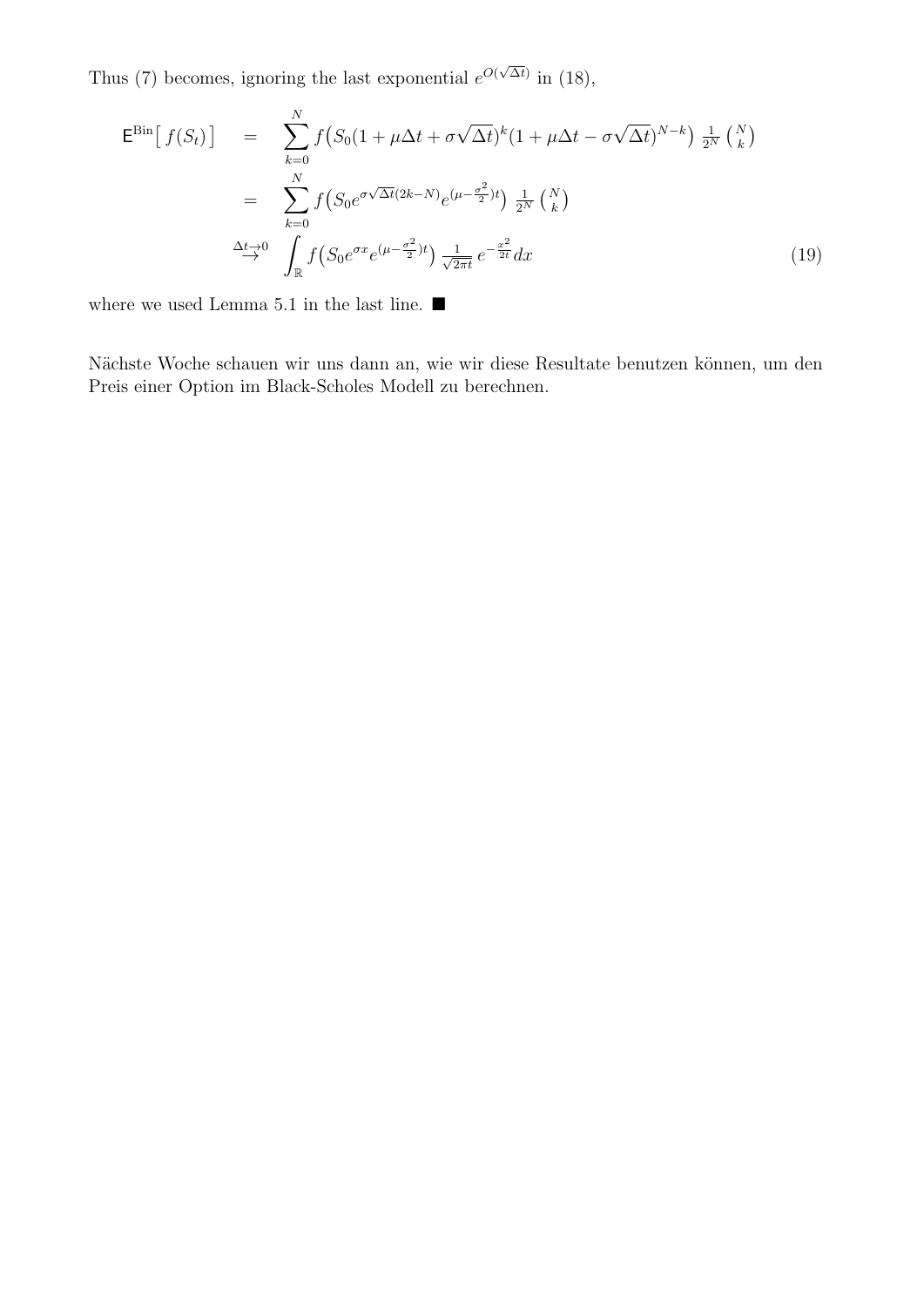Thus (7) becomes, ignoring the last exponential $e^{O(\sqrt{\Delta t})}$ in (18),

$$
\begin{aligned}
\mathsf{E}^{\text{Bin}}\big[\, f(S_t) \big] \quad &= \quad \sum_{k=0}^{N} f\big(S_0(1+\mu\Delta t+\sigma\sqrt{\Delta t})^k(1+\mu\Delta t-\sigma\sqrt{\Delta t})^{N-k}\big)\ \tfrac{1}{2^N}\binom{N}{k} \\
&= \quad \sum_{k=0}^{N} f\big(S_0 e^{\sigma\sqrt{\Delta t}(2k-N)} e^{(\mu-\frac{\sigma^2}{2})t}\big)\ \tfrac{1}{2^N}\binom{N}{k} \\
&\overset{\Delta t\to 0}{\to} \quad \int_{\mathbb{R}} f\big(S_0 e^{\sigma x} e^{(\mu-\frac{\sigma^2}{2})t}\big)\ \tfrac{1}{\sqrt{2\pi t}}\, e^{-\frac{x^2}{2t}} dx
\end{aligned}
\tag{19}
$$

where we used Lemma 5.1 in the last line. ■

Nächste Woche schauen wir uns dann an, wie wir diese Resultate benutzen können, um den Preis einer Option im Black-Scholes Modell zu berechnen.